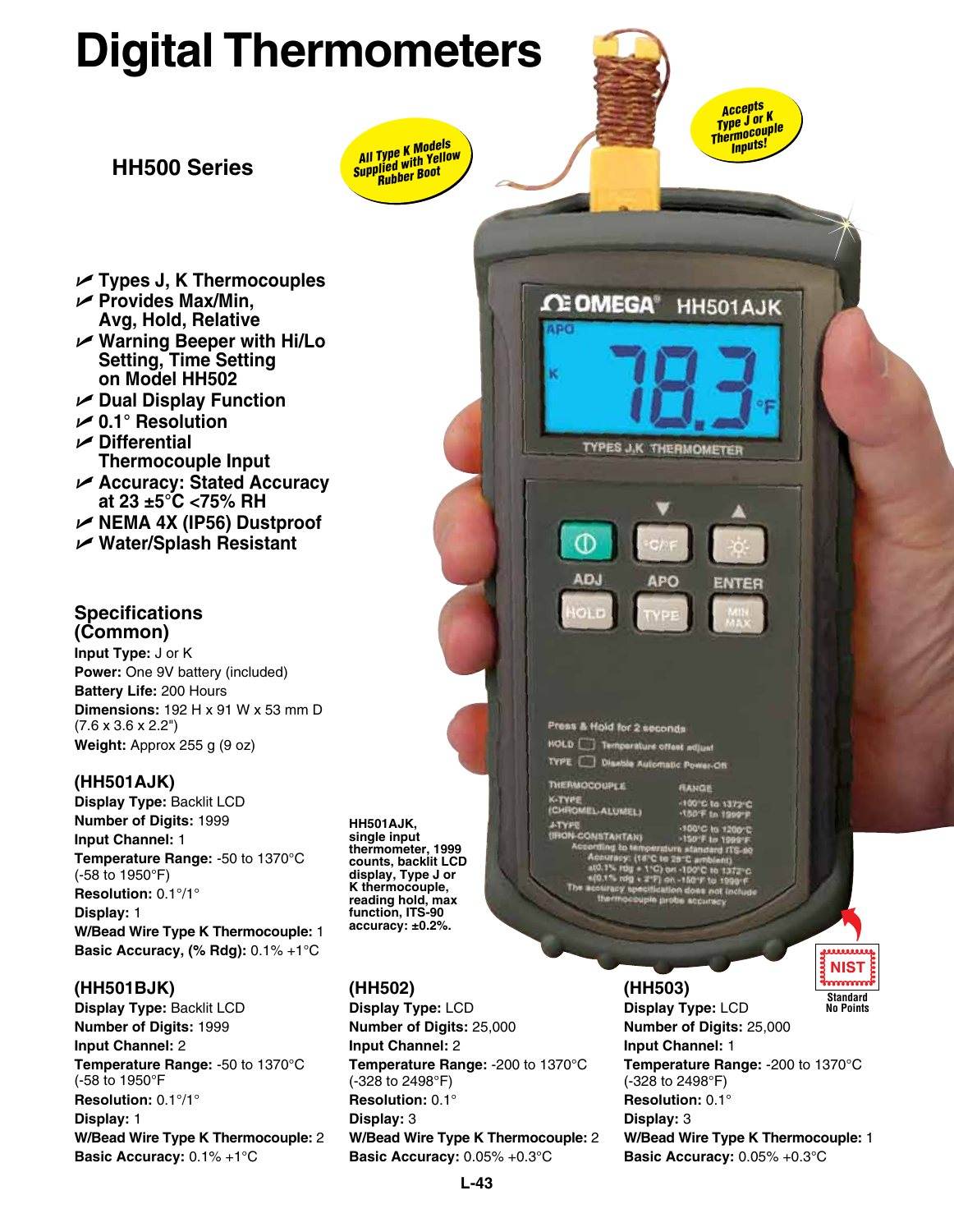# Digital Thermometers

## HH500 Series

All Type K Models Supplied with Yellow Rubber Boot

Accepts Type J or K Thermocouple Inputs!

- Types J, K Thermocouples
- Provides Max/Min, Avg, Hold, Relative
- Warning Beeper with Hi/Lo Setting, Time Setting on Model HH502
- Dual Display Function
- 0.1° Resolution
- Differential Thermocouple Input
- Accuracy: Stated Accuracy at 23 ±5°C <75% RH
- NEMA 4X (IP56) Dustproof
- Water/Splash Resistant

### Specifications (Common)

**Input Type:** J or K
**Power:** One 9V battery (included)
**Battery Life:** 200 Hours
**Dimensions:** 192 H x 91 W x 53 mm D (7.6 x 3.6 x 2.2")
**Weight:** Approx 255 g (9 oz)

### (HH501AJK)

**Display Type:** Backlit LCD
**Number of Digits:** 1999
**Input Channel:** 1
**Temperature Range:** -50 to 1370°C (-58 to 1950°F)
**Resolution:** 0.1°/1°
**Display:** 1
**W/Bead Wire Type K Thermocouple:** 1
**Basic Accuracy, (% Rdg):** 0.1% +1°C

**HH501AJK, single input thermometer, 1999 counts, backlit LCD display, Type J or K thermocouple, reading hold, max function, ITS-90 accuracy: ±0.2%.**

### (HH501BJK)

**Display Type:** Backlit LCD
**Number of Digits:** 1999
**Input Channel:** 2
**Temperature Range:** -50 to 1370°C (-58 to 1950°F
**Resolution:** 0.1°/1°
**Display:** 1
**W/Bead Wire Type K Thermocouple:** 2
**Basic Accuracy:** 0.1% +1°C

### (HH502)

**Display Type:** LCD
**Number of Digits:** 25,000
**Input Channel:** 2
**Temperature Range:** -200 to 1370°C (-328 to 2498°F)
**Resolution:** 0.1°
**Display:** 3
**W/Bead Wire Type K Thermocouple:** 2
**Basic Accuracy:** 0.05% +0.3°C

### (HH503)

NIST Standard No Points

**Display Type:** LCD
**Number of Digits:** 25,000
**Input Channel:** 1
**Temperature Range:** -200 to 1370°C (-328 to 2498°F)
**Resolution:** 0.1°
**Display:** 3
**W/Bead Wire Type K Thermocouple:** 1
**Basic Accuracy:** 0.05% +0.3°C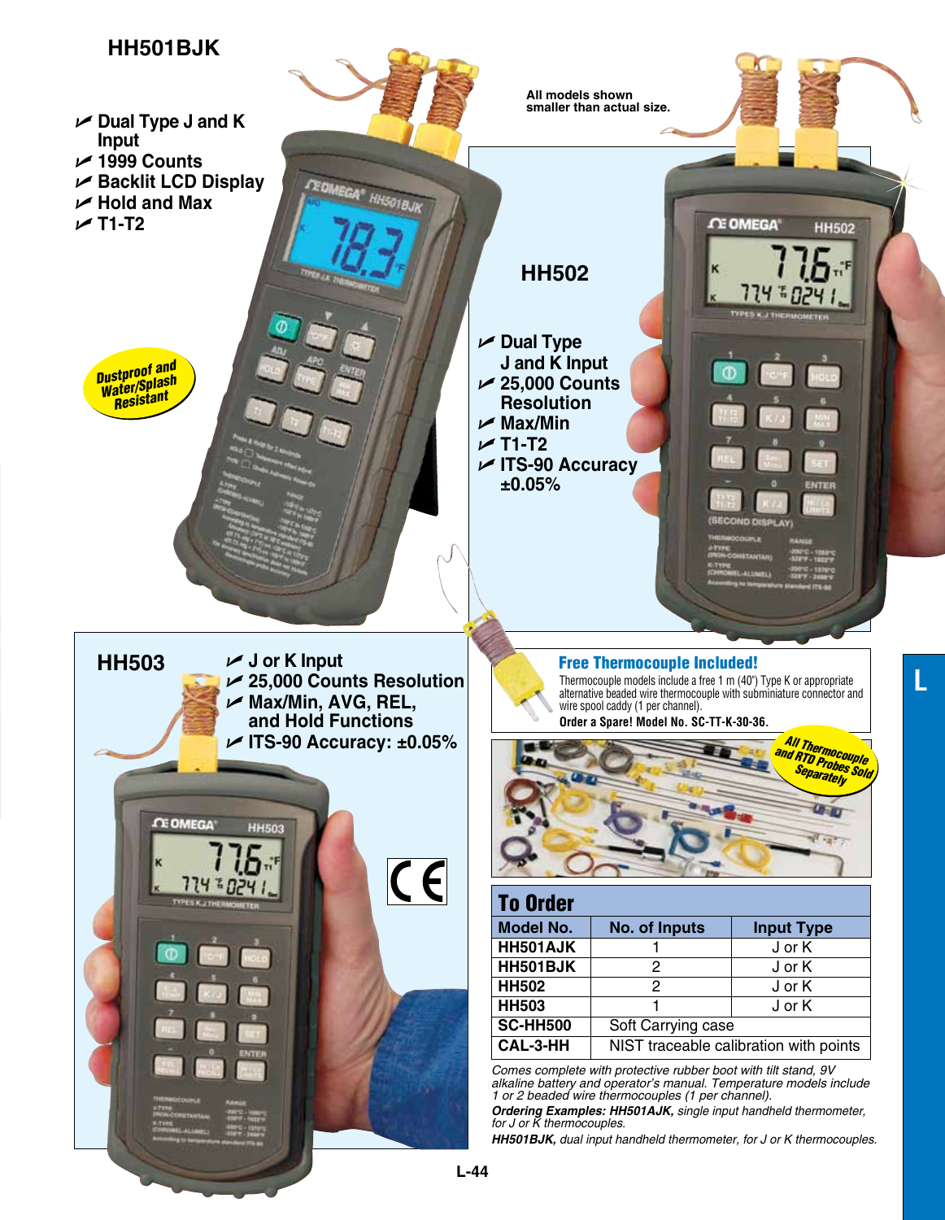## HH501BJK

- Dual Type J and K Input
- 1999 Counts
- Backlit LCD Display
- Hold and Max
- T1-T2

Dustproof and Water/Splash Resistant

All models shown smaller than actual size.

## HH502

- Dual Type J and K Input
- 25,000 Counts Resolution
- Max/Min
- T1-T2
- ITS-90 Accuracy ±0.05%

## HH503

- J or K Input
- 25,000 Counts Resolution
- Max/Min, AVG, REL, and Hold Functions
- ITS-90 Accuracy: ±0.05%

### Free Thermocouple Included!

Thermocouple models include a free 1 m (40") Type K or appropriate alternative beaded wire thermocouple with subminiature connector and wire spool caddy (1 per channel).

**Order a Spare! Model No. SC-TT-K-30-36.**

All Thermocouple and RTD Probes Sold Separately

## To Order

| Model No. | No. of Inputs | Input Type |
|---|---|---|
| **HH501AJK** | 1 | J or K |
| **HH501BJK** | 2 | J or K |
| **HH502** | 2 | J or K |
| **HH503** | 1 | J or K |
| **SC-HH500** | Soft Carrying case | |
| **CAL-3-HH** | NIST traceable calibration with points | |

*Comes complete with protective rubber boot with tilt stand, 9V alkaline battery and operator's manual. Temperature models include 1 or 2 beaded wire thermocouples (1 per channel).*

***Ordering Examples: HH501AJK,** single input handheld thermometer, for J or K thermocouples.*

***HH501BJK,** dual input handheld thermometer, for J or K thermocouples.*